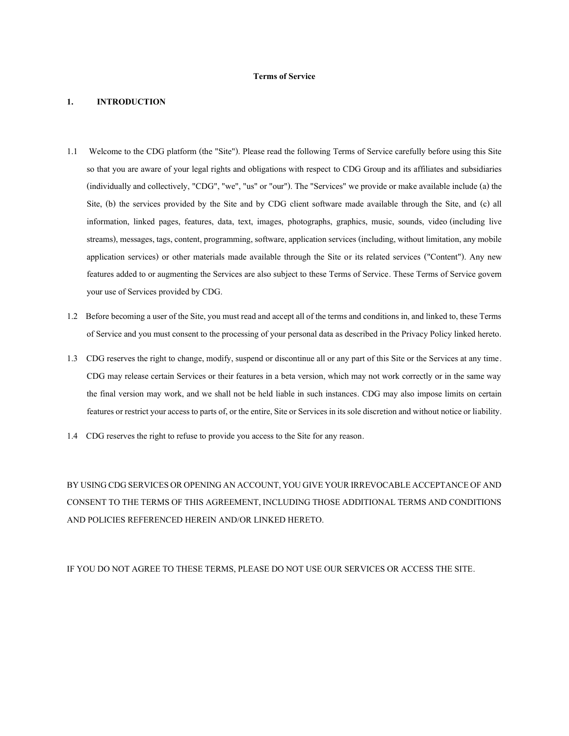# Terms of Service

## 1. INTRODUCTION

1.1 Welcome to the CDG platform (the "Site"). Please read the following Terms of Service carefully before using this Site so that you are aware of your legal rights and obligations with respect to CDG Group and its affiliates and subsidiaries (individually and collectively, "CDG", "we", "us" or "our"). The "Services" we provide or make available include (a) the Site, (b) the services provided by the Site and by CDG client software made available through the Site, and (c) all information, linked pages, features, data, text, images, photographs, graphics, music, sounds, video (including live streams), messages, tags, content, programming, software, application services (including, without limitation, any mobile application services) or other materials made available through the Site or its related services ("Content"). Any new features added to or augmenting the Services are also subject to these Terms of Service. These Terms of Service govern your use of Services provided by CDG.

1.2 Before becoming a user of the Site, you must read and accept all of the terms and conditions in, and linked to, these Terms of Service and you must consent to the processing of your personal data as described in the Privacy Policy linked hereto.

1.3 CDG reserves the right to change, modify, suspend or discontinue all or any part of this Site or the Services at any time. CDG may release certain Services or their features in a beta version, which may not work correctly or in the same way the final version may work, and we shall not be held liable in such instances. CDG may also impose limits on certain features or restrict your access to parts of, or the entire, Site or Services in its sole discretion and without notice or liability.

1.4 CDG reserves the right to refuse to provide you access to the Site for any reason.

BY USING CDG SERVICES OR OPENING AN ACCOUNT, YOU GIVE YOUR IRREVOCABLE ACCEPTANCE OF AND CONSENT TO THE TERMS OF THIS AGREEMENT, INCLUDING THOSE ADDITIONAL TERMS AND CONDITIONS AND POLICIES REFERENCED HEREIN AND/OR LINKED HERETO.

IF YOU DO NOT AGREE TO THESE TERMS, PLEASE DO NOT USE OUR SERVICES OR ACCESS THE SITE.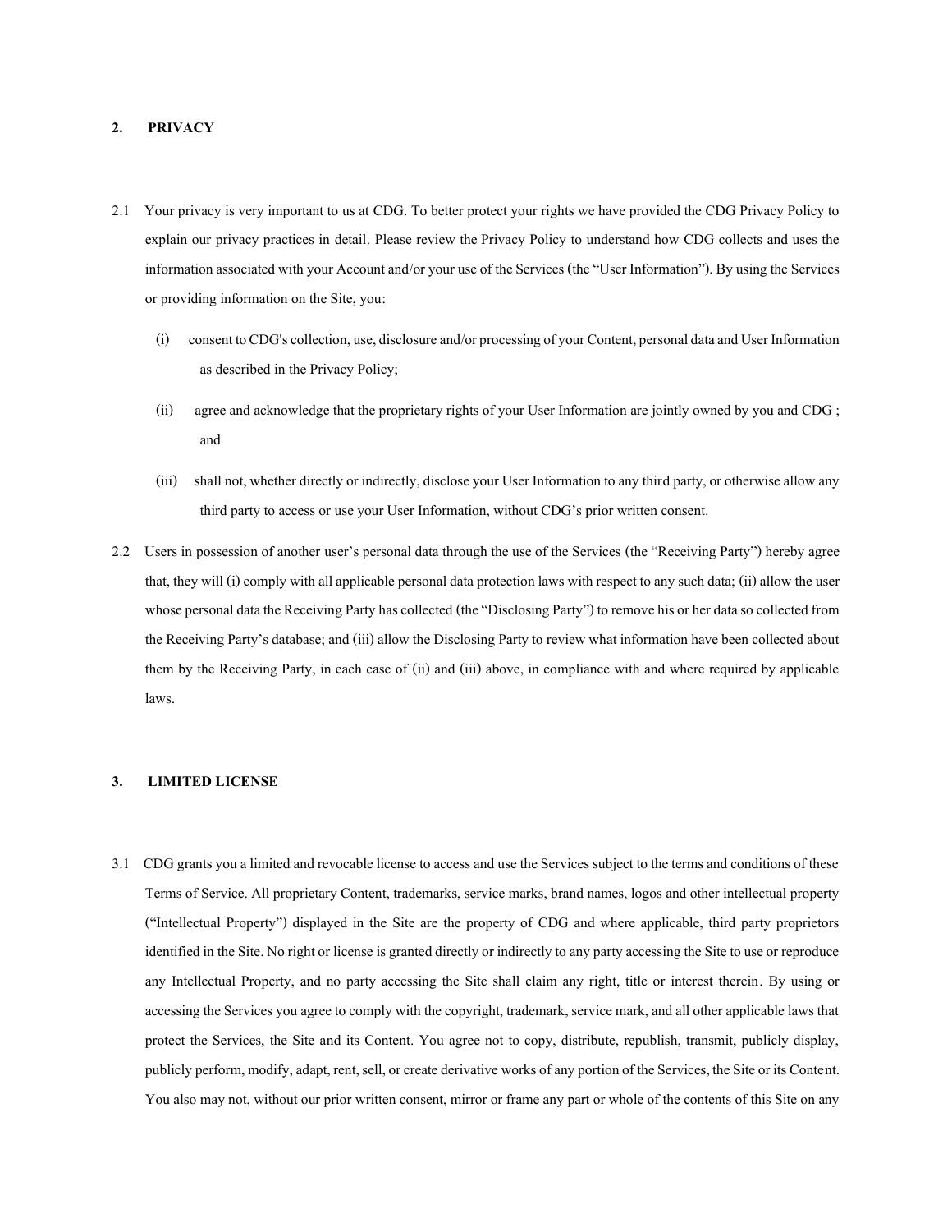## 2. PRIVACY

2.1 Your privacy is very important to us at CDG. To better protect your rights we have provided the CDG Privacy Policy to explain our privacy practices in detail. Please review the Privacy Policy to understand how CDG collects and uses the information associated with your Account and/or your use of the Services (the "User Information"). By using the Services or providing information on the Site, you:

(i) consent to CDG's collection, use, disclosure and/or processing of your Content, personal data and User Information as described in the Privacy Policy;

(ii) agree and acknowledge that the proprietary rights of your User Information are jointly owned by you and CDG ; and

(iii) shall not, whether directly or indirectly, disclose your User Information to any third party, or otherwise allow any third party to access or use your User Information, without CDG's prior written consent.

2.2 Users in possession of another user's personal data through the use of the Services (the "Receiving Party") hereby agree that, they will (i) comply with all applicable personal data protection laws with respect to any such data; (ii) allow the user whose personal data the Receiving Party has collected (the "Disclosing Party") to remove his or her data so collected from the Receiving Party's database; and (iii) allow the Disclosing Party to review what information have been collected about them by the Receiving Party, in each case of (ii) and (iii) above, in compliance with and where required by applicable laws.

## 3. LIMITED LICENSE

3.1 CDG grants you a limited and revocable license to access and use the Services subject to the terms and conditions of these Terms of Service. All proprietary Content, trademarks, service marks, brand names, logos and other intellectual property ("Intellectual Property") displayed in the Site are the property of CDG and where applicable, third party proprietors identified in the Site. No right or license is granted directly or indirectly to any party accessing the Site to use or reproduce any Intellectual Property, and no party accessing the Site shall claim any right, title or interest therein. By using or accessing the Services you agree to comply with the copyright, trademark, service mark, and all other applicable laws that protect the Services, the Site and its Content. You agree not to copy, distribute, republish, transmit, publicly display, publicly perform, modify, adapt, rent, sell, or create derivative works of any portion of the Services, the Site or its Content. You also may not, without our prior written consent, mirror or frame any part or whole of the contents of this Site on any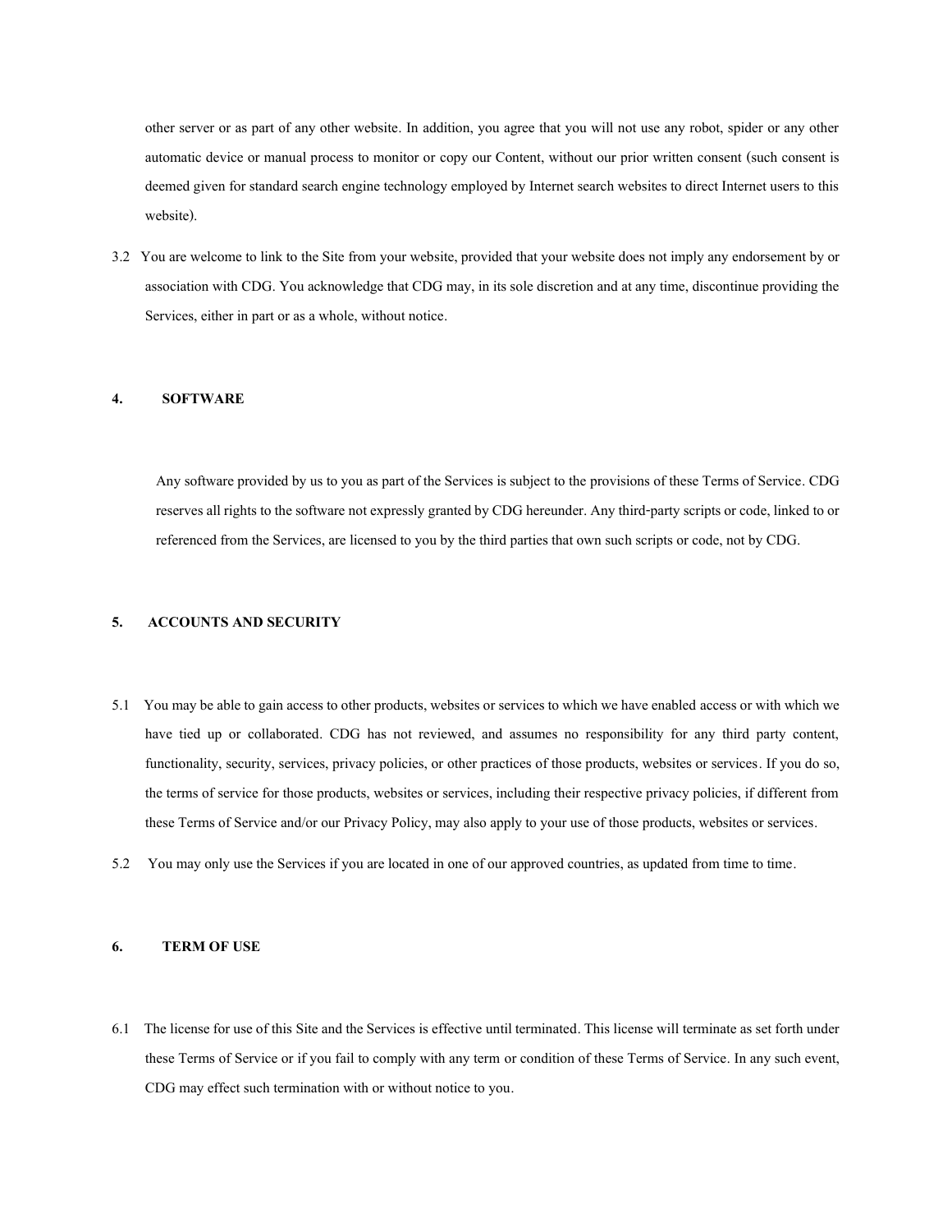other server or as part of any other website. In addition, you agree that you will not use any robot, spider or any other automatic device or manual process to monitor or copy our Content, without our prior written consent (such consent is deemed given for standard search engine technology employed by Internet search websites to direct Internet users to this website).

3.2 You are welcome to link to the Site from your website, provided that your website does not imply any endorsement by or association with CDG. You acknowledge that CDG may, in its sole discretion and at any time, discontinue providing the Services, either in part or as a whole, without notice.

## 4. SOFTWARE

Any software provided by us to you as part of the Services is subject to the provisions of these Terms of Service. CDG reserves all rights to the software not expressly granted by CDG hereunder. Any third-party scripts or code, linked to or referenced from the Services, are licensed to you by the third parties that own such scripts or code, not by CDG.

## 5. ACCOUNTS AND SECURITY

5.1 You may be able to gain access to other products, websites or services to which we have enabled access or with which we have tied up or collaborated. CDG has not reviewed, and assumes no responsibility for any third party content, functionality, security, services, privacy policies, or other practices of those products, websites or services. If you do so, the terms of service for those products, websites or services, including their respective privacy policies, if different from these Terms of Service and/or our Privacy Policy, may also apply to your use of those products, websites or services.

5.2 You may only use the Services if you are located in one of our approved countries, as updated from time to time.

## 6. TERM OF USE

6.1 The license for use of this Site and the Services is effective until terminated. This license will terminate as set forth under these Terms of Service or if you fail to comply with any term or condition of these Terms of Service. In any such event, CDG may effect such termination with or without notice to you.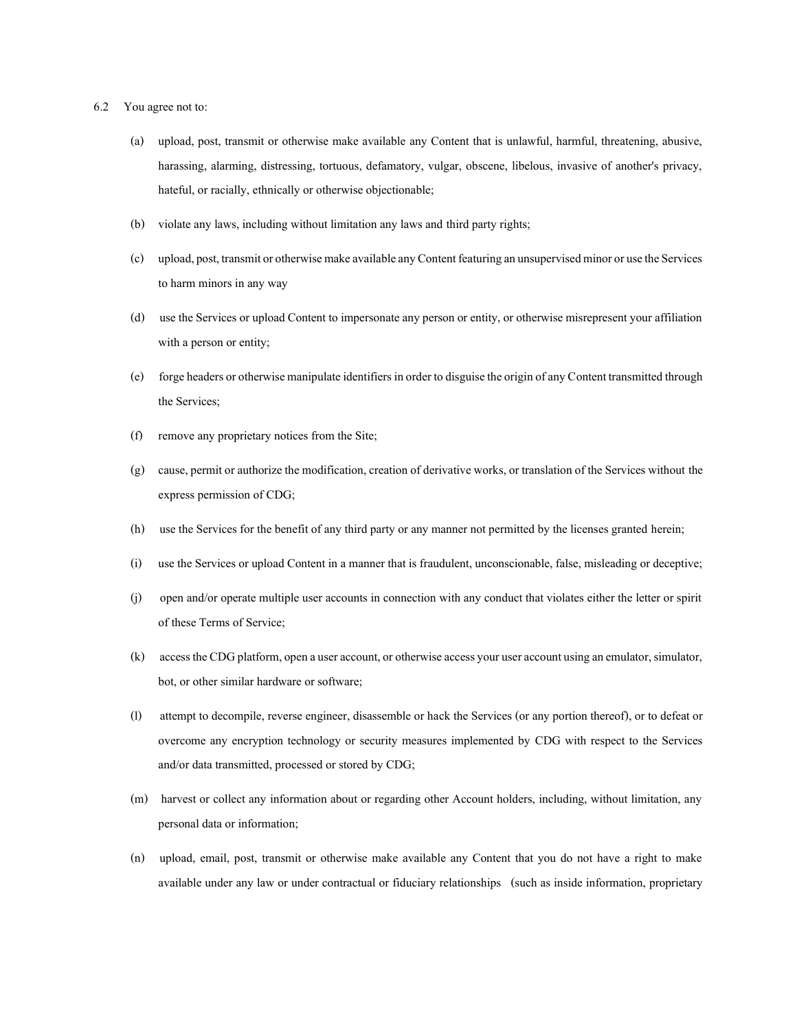6.2 You agree not to:

(a) upload, post, transmit or otherwise make available any Content that is unlawful, harmful, threatening, abusive, harassing, alarming, distressing, tortuous, defamatory, vulgar, obscene, libelous, invasive of another's privacy, hateful, or racially, ethnically or otherwise objectionable;

(b) violate any laws, including without limitation any laws and third party rights;

(c) upload, post, transmit or otherwise make available any Content featuring an unsupervised minor or use the Services to harm minors in any way

(d) use the Services or upload Content to impersonate any person or entity, or otherwise misrepresent your affiliation with a person or entity;

(e) forge headers or otherwise manipulate identifiers in order to disguise the origin of any Content transmitted through the Services;

(f) remove any proprietary notices from the Site;

(g) cause, permit or authorize the modification, creation of derivative works, or translation of the Services without the express permission of CDG;

(h) use the Services for the benefit of any third party or any manner not permitted by the licenses granted herein;

(i) use the Services or upload Content in a manner that is fraudulent, unconscionable, false, misleading or deceptive;

(j) open and/or operate multiple user accounts in connection with any conduct that violates either the letter or spirit of these Terms of Service;

(k) access the CDG platform, open a user account, or otherwise access your user account using an emulator, simulator, bot, or other similar hardware or software;

(l) attempt to decompile, reverse engineer, disassemble or hack the Services (or any portion thereof), or to defeat or overcome any encryption technology or security measures implemented by CDG with respect to the Services and/or data transmitted, processed or stored by CDG;

(m) harvest or collect any information about or regarding other Account holders, including, without limitation, any personal data or information;

(n) upload, email, post, transmit or otherwise make available any Content that you do not have a right to make available under any law or under contractual or fiduciary relationships (such as inside information, proprietary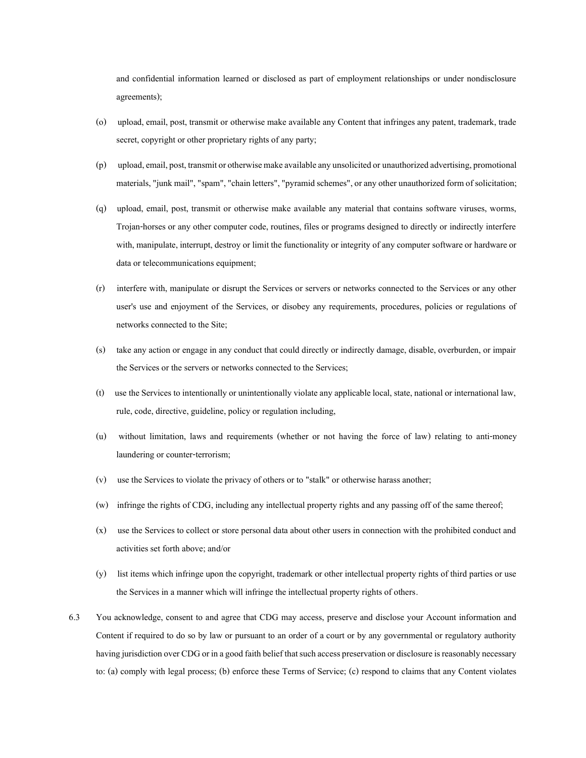and confidential information learned or disclosed as part of employment relationships or under nondisclosure agreements);

(o) upload, email, post, transmit or otherwise make available any Content that infringes any patent, trademark, trade secret, copyright or other proprietary rights of any party;

(p) upload, email, post, transmit or otherwise make available any unsolicited or unauthorized advertising, promotional materials, "junk mail", "spam", "chain letters", "pyramid schemes", or any other unauthorized form of solicitation;

(q) upload, email, post, transmit or otherwise make available any material that contains software viruses, worms, Trojan-horses or any other computer code, routines, files or programs designed to directly or indirectly interfere with, manipulate, interrupt, destroy or limit the functionality or integrity of any computer software or hardware or data or telecommunications equipment;

(r) interfere with, manipulate or disrupt the Services or servers or networks connected to the Services or any other user's use and enjoyment of the Services, or disobey any requirements, procedures, policies or regulations of networks connected to the Site;

(s) take any action or engage in any conduct that could directly or indirectly damage, disable, overburden, or impair the Services or the servers or networks connected to the Services;

(t) use the Services to intentionally or unintentionally violate any applicable local, state, national or international law, rule, code, directive, guideline, policy or regulation including,

(u) without limitation, laws and requirements (whether or not having the force of law) relating to anti-money laundering or counter-terrorism;

(v) use the Services to violate the privacy of others or to "stalk" or otherwise harass another;

(w) infringe the rights of CDG, including any intellectual property rights and any passing off of the same thereof;

(x) use the Services to collect or store personal data about other users in connection with the prohibited conduct and activities set forth above; and/or

(y) list items which infringe upon the copyright, trademark or other intellectual property rights of third parties or use the Services in a manner which will infringe the intellectual property rights of others.

6.3 You acknowledge, consent to and agree that CDG may access, preserve and disclose your Account information and Content if required to do so by law or pursuant to an order of a court or by any governmental or regulatory authority having jurisdiction over CDG or in a good faith belief that such access preservation or disclosure is reasonably necessary to: (a) comply with legal process; (b) enforce these Terms of Service; (c) respond to claims that any Content violates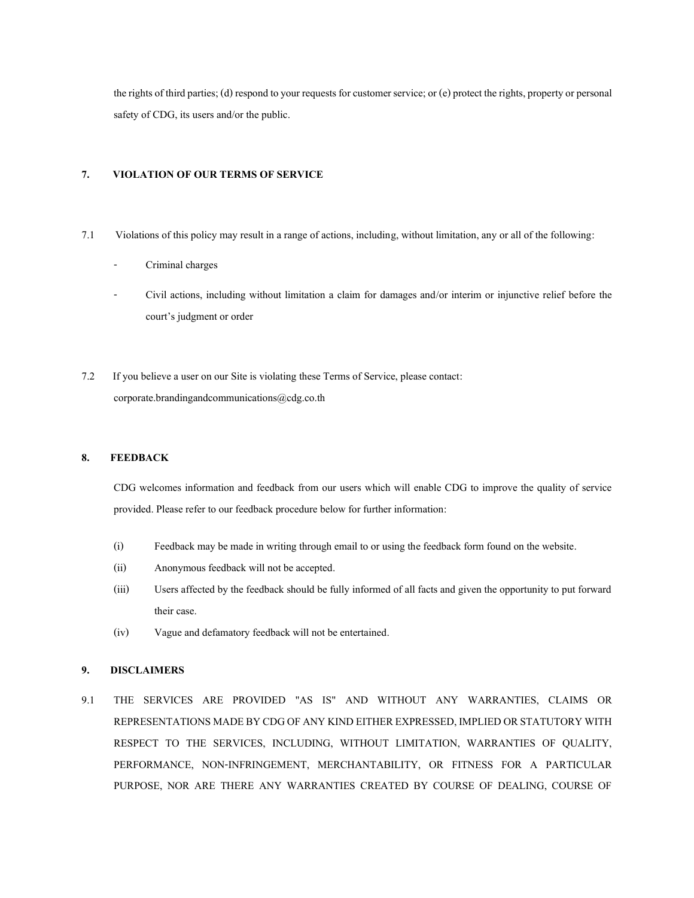the rights of third parties; (d) respond to your requests for customer service; or (e) protect the rights, property or personal safety of CDG, its users and/or the public.

## 7. VIOLATION OF OUR TERMS OF SERVICE

7.1 Violations of this policy may result in a range of actions, including, without limitation, any or all of the following:

- Criminal charges
- Civil actions, including without limitation a claim for damages and/or interim or injunctive relief before the court's judgment or order

7.2 If you believe a user on our Site is violating these Terms of Service, please contact: corporate.brandingandcommunications@cdg.co.th

## 8. FEEDBACK

CDG welcomes information and feedback from our users which will enable CDG to improve the quality of service provided. Please refer to our feedback procedure below for further information:

(i) Feedback may be made in writing through email to or using the feedback form found on the website.

(ii) Anonymous feedback will not be accepted.

(iii) Users affected by the feedback should be fully informed of all facts and given the opportunity to put forward their case.

(iv) Vague and defamatory feedback will not be entertained.

## 9. DISCLAIMERS

9.1 THE SERVICES ARE PROVIDED "AS IS" AND WITHOUT ANY WARRANTIES, CLAIMS OR REPRESENTATIONS MADE BY CDG OF ANY KIND EITHER EXPRESSED, IMPLIED OR STATUTORY WITH RESPECT TO THE SERVICES, INCLUDING, WITHOUT LIMITATION, WARRANTIES OF QUALITY, PERFORMANCE, NON-INFRINGEMENT, MERCHANTABILITY, OR FITNESS FOR A PARTICULAR PURPOSE, NOR ARE THERE ANY WARRANTIES CREATED BY COURSE OF DEALING, COURSE OF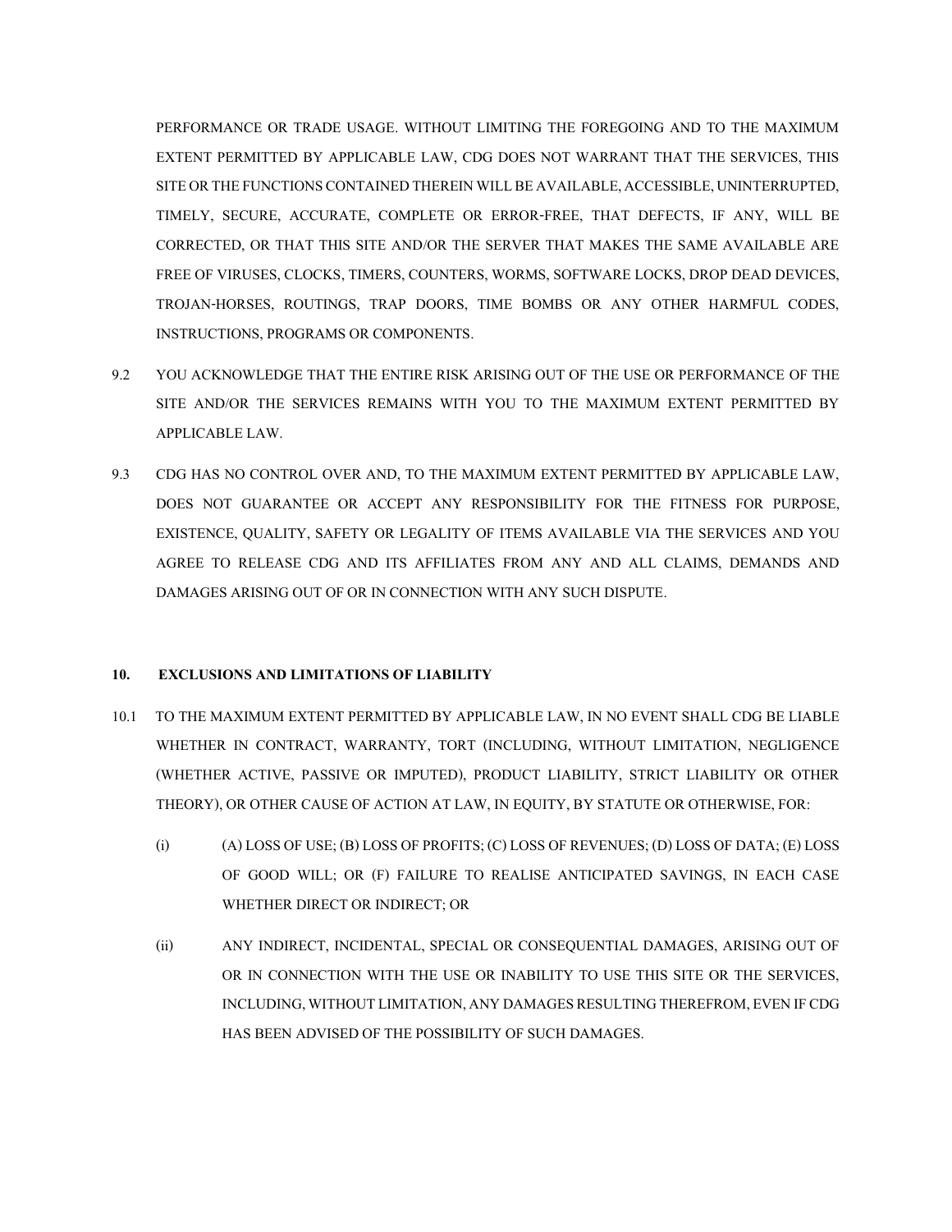PERFORMANCE OR TRADE USAGE. WITHOUT LIMITING THE FOREGOING AND TO THE MAXIMUM EXTENT PERMITTED BY APPLICABLE LAW, CDG DOES NOT WARRANT THAT THE SERVICES, THIS SITE OR THE FUNCTIONS CONTAINED THEREIN WILL BE AVAILABLE, ACCESSIBLE, UNINTERRUPTED, TIMELY, SECURE, ACCURATE, COMPLETE OR ERROR-FREE, THAT DEFECTS, IF ANY, WILL BE CORRECTED, OR THAT THIS SITE AND/OR THE SERVER THAT MAKES THE SAME AVAILABLE ARE FREE OF VIRUSES, CLOCKS, TIMERS, COUNTERS, WORMS, SOFTWARE LOCKS, DROP DEAD DEVICES, TROJAN-HORSES, ROUTINGS, TRAP DOORS, TIME BOMBS OR ANY OTHER HARMFUL CODES, INSTRUCTIONS, PROGRAMS OR COMPONENTS.

9.2 YOU ACKNOWLEDGE THAT THE ENTIRE RISK ARISING OUT OF THE USE OR PERFORMANCE OF THE SITE AND/OR THE SERVICES REMAINS WITH YOU TO THE MAXIMUM EXTENT PERMITTED BY APPLICABLE LAW.

9.3 CDG HAS NO CONTROL OVER AND, TO THE MAXIMUM EXTENT PERMITTED BY APPLICABLE LAW, DOES NOT GUARANTEE OR ACCEPT ANY RESPONSIBILITY FOR THE FITNESS FOR PURPOSE, EXISTENCE, QUALITY, SAFETY OR LEGALITY OF ITEMS AVAILABLE VIA THE SERVICES AND YOU AGREE TO RELEASE CDG AND ITS AFFILIATES FROM ANY AND ALL CLAIMS, DEMANDS AND DAMAGES ARISING OUT OF OR IN CONNECTION WITH ANY SUCH DISPUTE.

## 10. EXCLUSIONS AND LIMITATIONS OF LIABILITY

10.1 TO THE MAXIMUM EXTENT PERMITTED BY APPLICABLE LAW, IN NO EVENT SHALL CDG BE LIABLE WHETHER IN CONTRACT, WARRANTY, TORT (INCLUDING, WITHOUT LIMITATION, NEGLIGENCE (WHETHER ACTIVE, PASSIVE OR IMPUTED), PRODUCT LIABILITY, STRICT LIABILITY OR OTHER THEORY), OR OTHER CAUSE OF ACTION AT LAW, IN EQUITY, BY STATUTE OR OTHERWISE, FOR:

(i) (A) LOSS OF USE; (B) LOSS OF PROFITS; (C) LOSS OF REVENUES; (D) LOSS OF DATA; (E) LOSS OF GOOD WILL; OR (F) FAILURE TO REALISE ANTICIPATED SAVINGS, IN EACH CASE WHETHER DIRECT OR INDIRECT; OR

(ii) ANY INDIRECT, INCIDENTAL, SPECIAL OR CONSEQUENTIAL DAMAGES, ARISING OUT OF OR IN CONNECTION WITH THE USE OR INABILITY TO USE THIS SITE OR THE SERVICES, INCLUDING, WITHOUT LIMITATION, ANY DAMAGES RESULTING THEREFROM, EVEN IF CDG HAS BEEN ADVISED OF THE POSSIBILITY OF SUCH DAMAGES.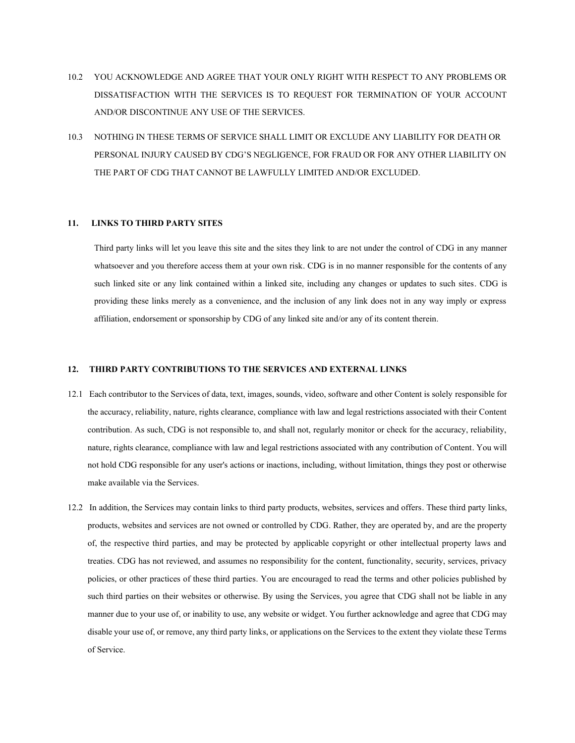10.2 YOU ACKNOWLEDGE AND AGREE THAT YOUR ONLY RIGHT WITH RESPECT TO ANY PROBLEMS OR DISSATISFACTION WITH THE SERVICES IS TO REQUEST FOR TERMINATION OF YOUR ACCOUNT AND/OR DISCONTINUE ANY USE OF THE SERVICES.

10.3 NOTHING IN THESE TERMS OF SERVICE SHALL LIMIT OR EXCLUDE ANY LIABILITY FOR DEATH OR PERSONAL INJURY CAUSED BY CDG'S NEGLIGENCE, FOR FRAUD OR FOR ANY OTHER LIABILITY ON THE PART OF CDG THAT CANNOT BE LAWFULLY LIMITED AND/OR EXCLUDED.

## 11. LINKS TO THIRD PARTY SITES

Third party links will let you leave this site and the sites they link to are not under the control of CDG in any manner whatsoever and you therefore access them at your own risk. CDG is in no manner responsible for the contents of any such linked site or any link contained within a linked site, including any changes or updates to such sites. CDG is providing these links merely as a convenience, and the inclusion of any link does not in any way imply or express affiliation, endorsement or sponsorship by CDG of any linked site and/or any of its content therein.

## 12. THIRD PARTY CONTRIBUTIONS TO THE SERVICES AND EXTERNAL LINKS

12.1 Each contributor to the Services of data, text, images, sounds, video, software and other Content is solely responsible for the accuracy, reliability, nature, rights clearance, compliance with law and legal restrictions associated with their Content contribution. As such, CDG is not responsible to, and shall not, regularly monitor or check for the accuracy, reliability, nature, rights clearance, compliance with law and legal restrictions associated with any contribution of Content. You will not hold CDG responsible for any user's actions or inactions, including, without limitation, things they post or otherwise make available via the Services.

12.2 In addition, the Services may contain links to third party products, websites, services and offers. These third party links, products, websites and services are not owned or controlled by CDG. Rather, they are operated by, and are the property of, the respective third parties, and may be protected by applicable copyright or other intellectual property laws and treaties. CDG has not reviewed, and assumes no responsibility for the content, functionality, security, services, privacy policies, or other practices of these third parties. You are encouraged to read the terms and other policies published by such third parties on their websites or otherwise. By using the Services, you agree that CDG shall not be liable in any manner due to your use of, or inability to use, any website or widget. You further acknowledge and agree that CDG may disable your use of, or remove, any third party links, or applications on the Services to the extent they violate these Terms of Service.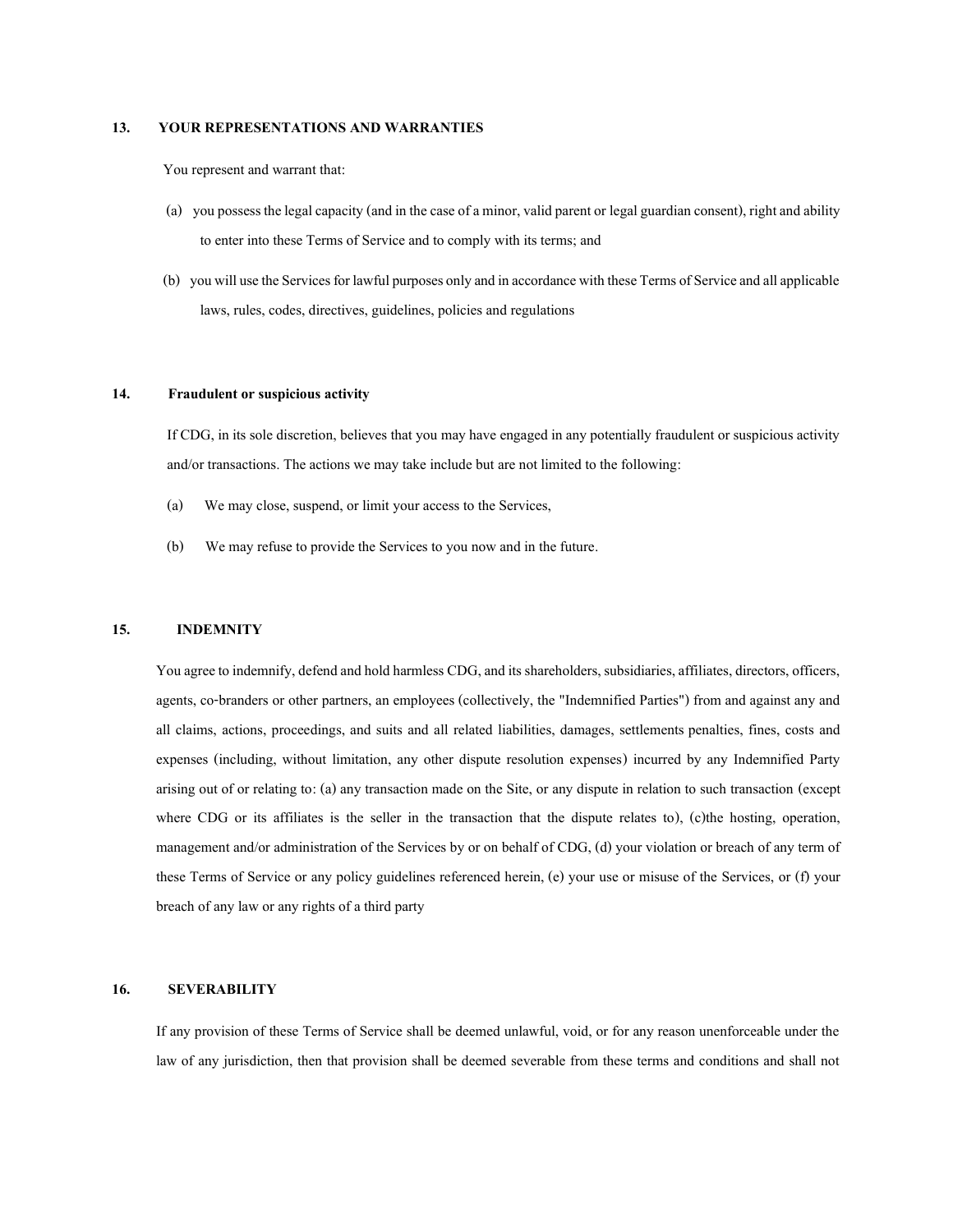## 13. YOUR REPRESENTATIONS AND WARRANTIES

You represent and warrant that:

(a) you possess the legal capacity (and in the case of a minor, valid parent or legal guardian consent), right and ability to enter into these Terms of Service and to comply with its terms; and

(b) you will use the Services for lawful purposes only and in accordance with these Terms of Service and all applicable laws, rules, codes, directives, guidelines, policies and regulations

## 14. Fraudulent or suspicious activity

If CDG, in its sole discretion, believes that you may have engaged in any potentially fraudulent or suspicious activity and/or transactions. The actions we may take include but are not limited to the following:

(a) We may close, suspend, or limit your access to the Services,

(b) We may refuse to provide the Services to you now and in the future.

## 15. INDEMNITY

You agree to indemnify, defend and hold harmless CDG, and its shareholders, subsidiaries, affiliates, directors, officers, agents, co-branders or other partners, an employees (collectively, the "Indemnified Parties") from and against any and all claims, actions, proceedings, and suits and all related liabilities, damages, settlements penalties, fines, costs and expenses (including, without limitation, any other dispute resolution expenses) incurred by any Indemnified Party arising out of or relating to: (a) any transaction made on the Site, or any dispute in relation to such transaction (except where CDG or its affiliates is the seller in the transaction that the dispute relates to), (c)the hosting, operation, management and/or administration of the Services by or on behalf of CDG, (d) your violation or breach of any term of these Terms of Service or any policy guidelines referenced herein, (e) your use or misuse of the Services, or (f) your breach of any law or any rights of a third party

## 16. SEVERABILITY

If any provision of these Terms of Service shall be deemed unlawful, void, or for any reason unenforceable under the law of any jurisdiction, then that provision shall be deemed severable from these terms and conditions and shall not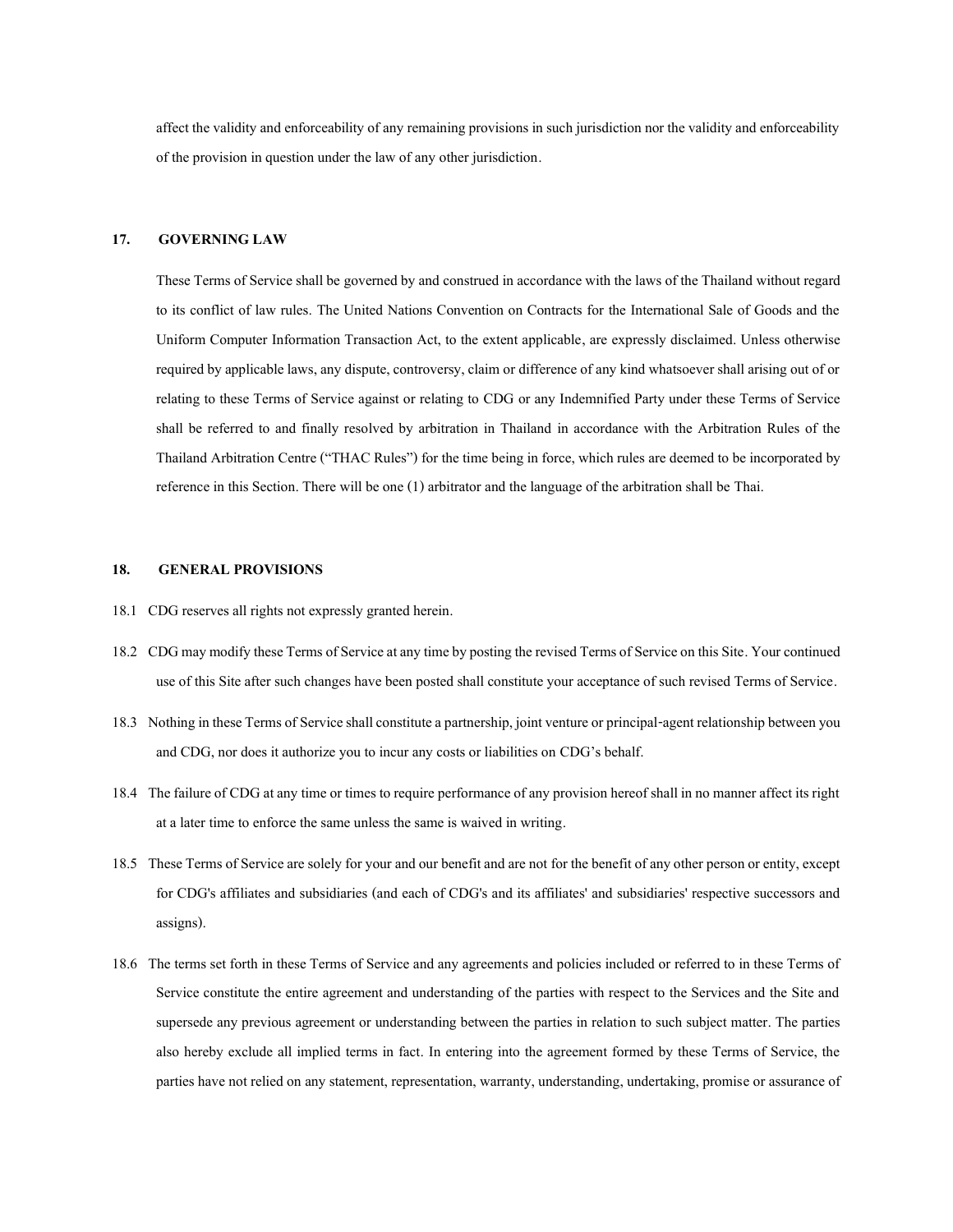affect the validity and enforceability of any remaining provisions in such jurisdiction nor the validity and enforceability of the provision in question under the law of any other jurisdiction.

## 17. GOVERNING LAW

These Terms of Service shall be governed by and construed in accordance with the laws of the Thailand without regard to its conflict of law rules. The United Nations Convention on Contracts for the International Sale of Goods and the Uniform Computer Information Transaction Act, to the extent applicable, are expressly disclaimed. Unless otherwise required by applicable laws, any dispute, controversy, claim or difference of any kind whatsoever shall arising out of or relating to these Terms of Service against or relating to CDG or any Indemnified Party under these Terms of Service shall be referred to and finally resolved by arbitration in Thailand in accordance with the Arbitration Rules of the Thailand Arbitration Centre ("THAC Rules") for the time being in force, which rules are deemed to be incorporated by reference in this Section. There will be one (1) arbitrator and the language of the arbitration shall be Thai.

## 18. GENERAL PROVISIONS

18.1 CDG reserves all rights not expressly granted herein.

18.2 CDG may modify these Terms of Service at any time by posting the revised Terms of Service on this Site. Your continued use of this Site after such changes have been posted shall constitute your acceptance of such revised Terms of Service.

18.3 Nothing in these Terms of Service shall constitute a partnership, joint venture or principal-agent relationship between you and CDG, nor does it authorize you to incur any costs or liabilities on CDG's behalf.

18.4 The failure of CDG at any time or times to require performance of any provision hereof shall in no manner affect its right at a later time to enforce the same unless the same is waived in writing.

18.5 These Terms of Service are solely for your and our benefit and are not for the benefit of any other person or entity, except for CDG's affiliates and subsidiaries (and each of CDG's and its affiliates' and subsidiaries' respective successors and assigns).

18.6 The terms set forth in these Terms of Service and any agreements and policies included or referred to in these Terms of Service constitute the entire agreement and understanding of the parties with respect to the Services and the Site and supersede any previous agreement or understanding between the parties in relation to such subject matter. The parties also hereby exclude all implied terms in fact. In entering into the agreement formed by these Terms of Service, the parties have not relied on any statement, representation, warranty, understanding, undertaking, promise or assurance of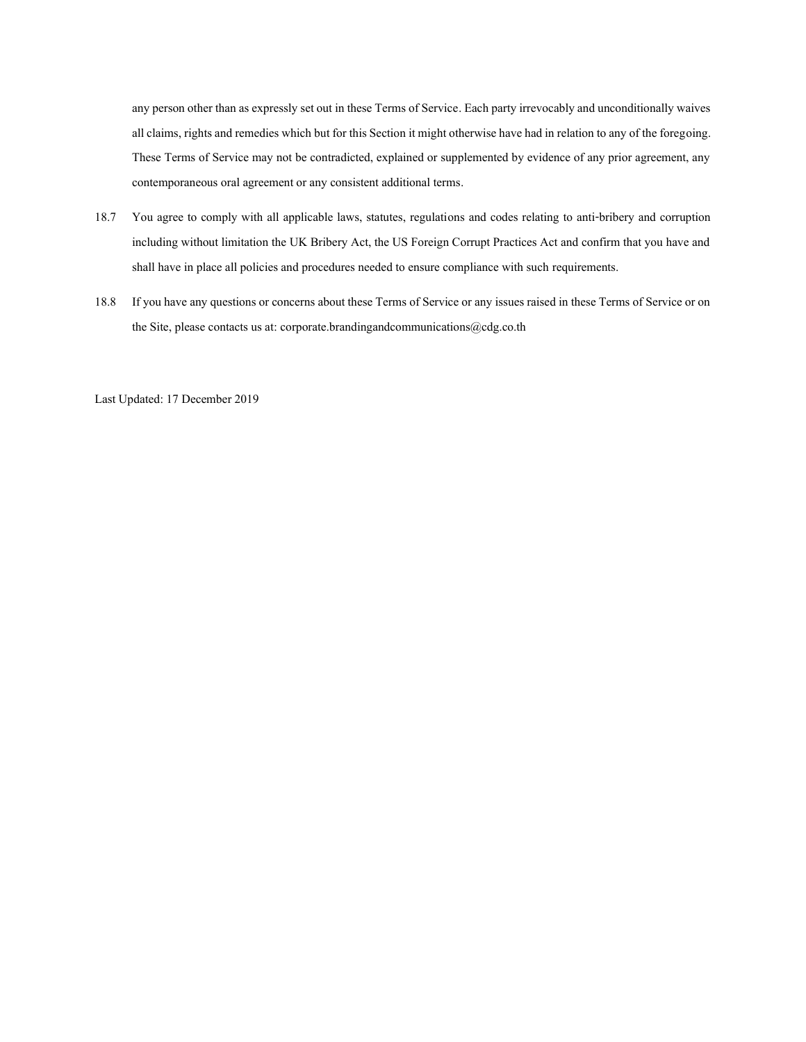any person other than as expressly set out in these Terms of Service. Each party irrevocably and unconditionally waives all claims, rights and remedies which but for this Section it might otherwise have had in relation to any of the foregoing. These Terms of Service may not be contradicted, explained or supplemented by evidence of any prior agreement, any contemporaneous oral agreement or any consistent additional terms.

18.7 You agree to comply with all applicable laws, statutes, regulations and codes relating to anti-bribery and corruption including without limitation the UK Bribery Act, the US Foreign Corrupt Practices Act and confirm that you have and shall have in place all policies and procedures needed to ensure compliance with such requirements.

18.8 If you have any questions or concerns about these Terms of Service or any issues raised in these Terms of Service or on the Site, please contacts us at: corporate.brandingandcommunications@cdg.co.th

Last Updated: 17 December 2019